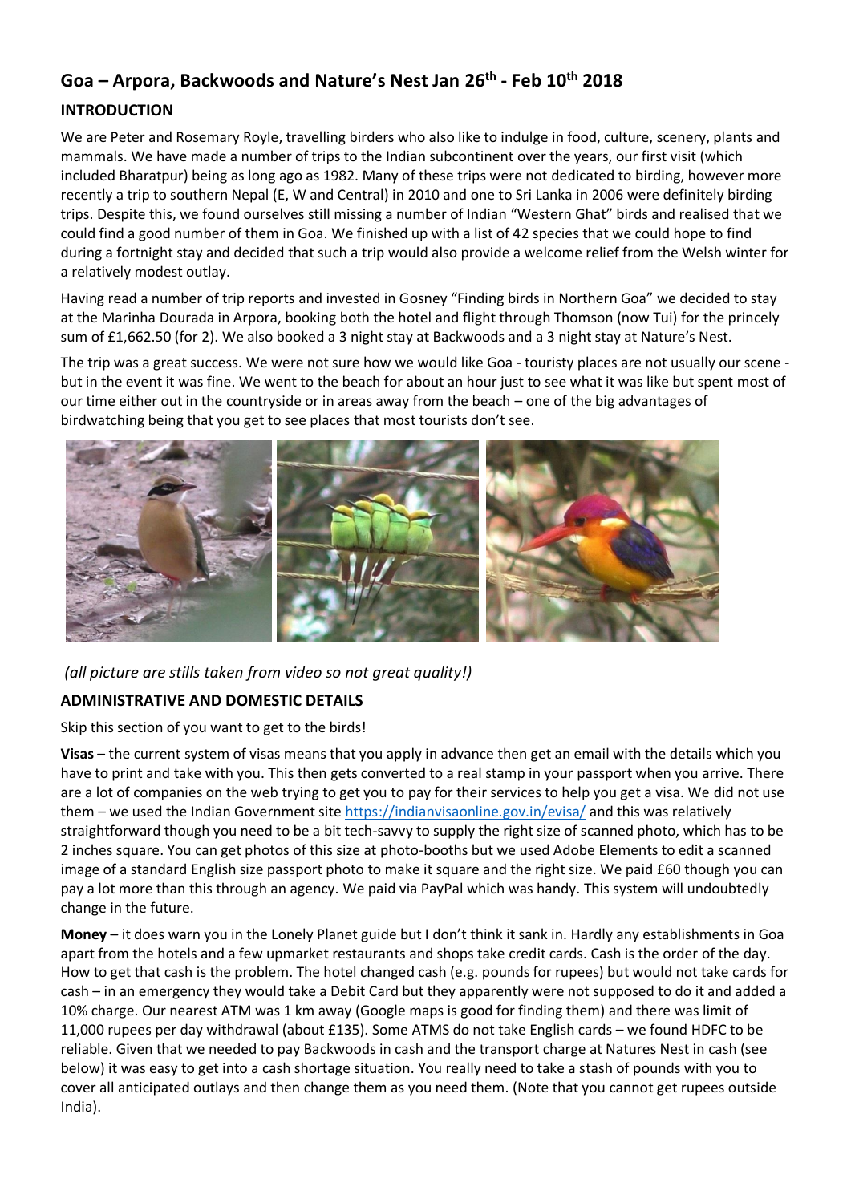# Goa – Arpora, Backwoods and Nature's Nest Jan 26th - Feb 10th 2018

## INTRODUCTION

We are Peter and Rosemary Royle, travelling birders who also like to indulge in food, culture, scenery, plants and mammals. We have made a number of trips to the Indian subcontinent over the years, our first visit (which included Bharatpur) being as long ago as 1982. Many of these trips were not dedicated to birding, however more recently a trip to southern Nepal (E, W and Central) in 2010 and one to Sri Lanka in 2006 were definitely birding trips. Despite this, we found ourselves still missing a number of Indian "Western Ghat" birds and realised that we could find a good number of them in Goa. We finished up with a list of 42 species that we could hope to find during a fortnight stay and decided that such a trip would also provide a welcome relief from the Welsh winter for a relatively modest outlay.

Having read a number of trip reports and invested in Gosney "Finding birds in Northern Goa" we decided to stay at the Marinha Dourada in Arpora, booking both the hotel and flight through Thomson (now Tui) for the princely sum of £1,662.50 (for 2). We also booked a 3 night stay at Backwoods and a 3 night stay at Nature's Nest.

The trip was a great success. We were not sure how we would like Goa - touristy places are not usually our scene - but in the event it was fine. We went to the beach for about an hour just to see what it was like but spent most of our time either out in the countryside or in areas away from the beach – one of the big advantages of birdwatching being that you get to see places that most tourists don't see.

*(all picture are stills taken from video so not great quality!)*

## ADMINISTRATIVE AND DOMESTIC DETAILS

Skip this section of you want to get to the birds!

**Visas** – the current system of visas means that you apply in advance then get an email with the details which you have to print and take with you. This then gets converted to a real stamp in your passport when you arrive. There are a lot of companies on the web trying to get you to pay for their services to help you get a visa. We did not use them – we used the Indian Government site https://indianvisaonline.gov.in/evisa/ and this was relatively straightforward though you need to be a bit tech-savvy to supply the right size of scanned photo, which has to be 2 inches square. You can get photos of this size at photo-booths but we used Adobe Elements to edit a scanned image of a standard English size passport photo to make it square and the right size. We paid £60 though you can pay a lot more than this through an agency. We paid via PayPal which was handy. This system will undoubtedly change in the future.

**Money** – it does warn you in the Lonely Planet guide but I don't think it sank in. Hardly any establishments in Goa apart from the hotels and a few upmarket restaurants and shops take credit cards. Cash is the order of the day. How to get that cash is the problem. The hotel changed cash (e.g. pounds for rupees) but would not take cards for cash – in an emergency they would take a Debit Card but they apparently were not supposed to do it and added a 10% charge. Our nearest ATM was 1 km away (Google maps is good for finding them) and there was limit of 11,000 rupees per day withdrawal (about £135). Some ATMS do not take English cards – we found HDFC to be reliable. Given that we needed to pay Backwoods in cash and the transport charge at Natures Nest in cash (see below) it was easy to get into a cash shortage situation. You really need to take a stash of pounds with you to cover all anticipated outlays and then change them as you need them. (Note that you cannot get rupees outside India).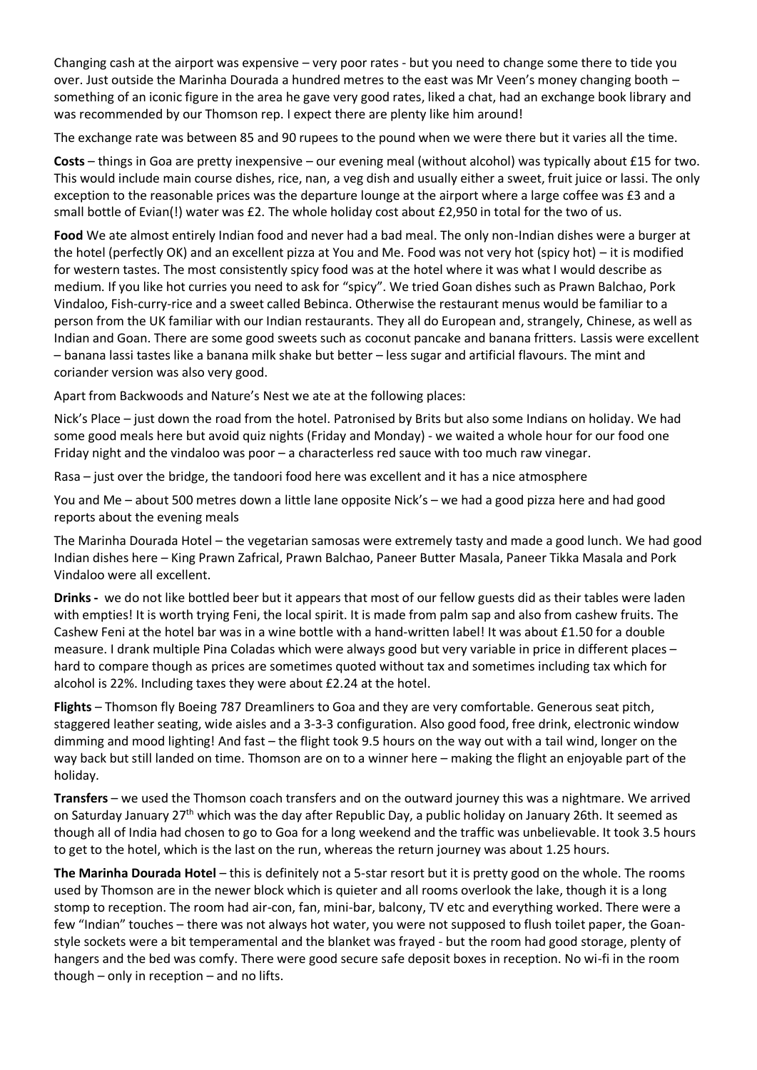Changing cash at the airport was expensive – very poor rates - but you need to change some there to tide you over. Just outside the Marinha Dourada a hundred metres to the east was Mr Veen's money changing booth – something of an iconic figure in the area he gave very good rates, liked a chat, had an exchange book library and was recommended by our Thomson rep. I expect there are plenty like him around!

The exchange rate was between 85 and 90 rupees to the pound when we were there but it varies all the time.

**Costs** – things in Goa are pretty inexpensive – our evening meal (without alcohol) was typically about £15 for two. This would include main course dishes, rice, nan, a veg dish and usually either a sweet, fruit juice or lassi. The only exception to the reasonable prices was the departure lounge at the airport where a large coffee was £3 and a small bottle of Evian(!) water was £2. The whole holiday cost about £2,950 in total for the two of us.

**Food** We ate almost entirely Indian food and never had a bad meal. The only non-Indian dishes were a burger at the hotel (perfectly OK) and an excellent pizza at You and Me. Food was not very hot (spicy hot) – it is modified for western tastes. The most consistently spicy food was at the hotel where it was what I would describe as medium. If you like hot curries you need to ask for "spicy". We tried Goan dishes such as Prawn Balchao, Pork Vindaloo, Fish-curry-rice and a sweet called Bebinca. Otherwise the restaurant menus would be familiar to a person from the UK familiar with our Indian restaurants. They all do European and, strangely, Chinese, as well as Indian and Goan. There are some good sweets such as coconut pancake and banana fritters. Lassis were excellent – banana lassi tastes like a banana milk shake but better – less sugar and artificial flavours. The mint and coriander version was also very good.

Apart from Backwoods and Nature's Nest we ate at the following places:

Nick's Place – just down the road from the hotel. Patronised by Brits but also some Indians on holiday. We had some good meals here but avoid quiz nights (Friday and Monday) - we waited a whole hour for our food one Friday night and the vindaloo was poor – a characterless red sauce with too much raw vinegar.

Rasa – just over the bridge, the tandoori food here was excellent and it has a nice atmosphere

You and Me – about 500 metres down a little lane opposite Nick's – we had a good pizza here and had good reports about the evening meals

The Marinha Dourada Hotel – the vegetarian samosas were extremely tasty and made a good lunch. We had good Indian dishes here – King Prawn Zafrical, Prawn Balchao, Paneer Butter Masala, Paneer Tikka Masala and Pork Vindaloo were all excellent.

**Drinks -** we do not like bottled beer but it appears that most of our fellow guests did as their tables were laden with empties! It is worth trying Feni, the local spirit. It is made from palm sap and also from cashew fruits. The Cashew Feni at the hotel bar was in a wine bottle with a hand-written label! It was about £1.50 for a double measure. I drank multiple Pina Coladas which were always good but very variable in price in different places – hard to compare though as prices are sometimes quoted without tax and sometimes including tax which for alcohol is 22%. Including taxes they were about £2.24 at the hotel.

**Flights** – Thomson fly Boeing 787 Dreamliners to Goa and they are very comfortable. Generous seat pitch, staggered leather seating, wide aisles and a 3-3-3 configuration. Also good food, free drink, electronic window dimming and mood lighting! And fast – the flight took 9.5 hours on the way out with a tail wind, longer on the way back but still landed on time. Thomson are on to a winner here – making the flight an enjoyable part of the holiday.

**Transfers** – we used the Thomson coach transfers and on the outward journey this was a nightmare. We arrived on Saturday January 27th which was the day after Republic Day, a public holiday on January 26th. It seemed as though all of India had chosen to go to Goa for a long weekend and the traffic was unbelievable. It took 3.5 hours to get to the hotel, which is the last on the run, whereas the return journey was about 1.25 hours.

**The Marinha Dourada Hotel** – this is definitely not a 5-star resort but it is pretty good on the whole. The rooms used by Thomson are in the newer block which is quieter and all rooms overlook the lake, though it is a long stomp to reception. The room had air-con, fan, mini-bar, balcony, TV etc and everything worked. There were a few "Indian" touches – there was not always hot water, you were not supposed to flush toilet paper, the Goan-style sockets were a bit temperamental and the blanket was frayed - but the room had good storage, plenty of hangers and the bed was comfy. There were good secure safe deposit boxes in reception. No wi-fi in the room though – only in reception – and no lifts.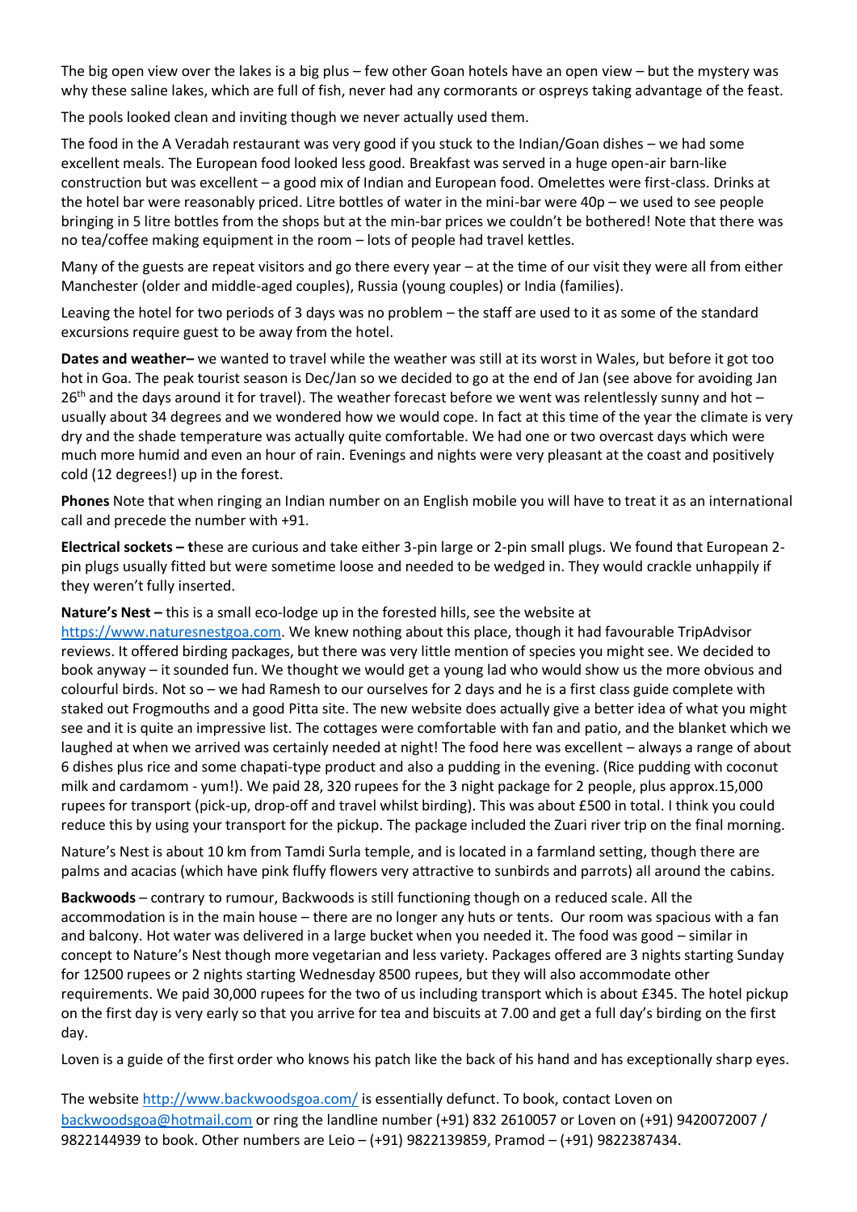The big open view over the lakes is a big plus – few other Goan hotels have an open view – but the mystery was why these saline lakes, which are full of fish, never had any cormorants or ospreys taking advantage of the feast.

The pools looked clean and inviting though we never actually used them.

The food in the A Veradah restaurant was very good if you stuck to the Indian/Goan dishes – we had some excellent meals. The European food looked less good. Breakfast was served in a huge open-air barn-like construction but was excellent – a good mix of Indian and European food. Omelettes were first-class. Drinks at the hotel bar were reasonably priced. Litre bottles of water in the mini-bar were 40p – we used to see people bringing in 5 litre bottles from the shops but at the min-bar prices we couldn't be bothered! Note that there was no tea/coffee making equipment in the room – lots of people had travel kettles.

Many of the guests are repeat visitors and go there every year – at the time of our visit they were all from either Manchester (older and middle-aged couples), Russia (young couples) or India (families).

Leaving the hotel for two periods of 3 days was no problem – the staff are used to it as some of the standard excursions require guest to be away from the hotel.

**Dates and weather–** we wanted to travel while the weather was still at its worst in Wales, but before it got too hot in Goa. The peak tourist season is Dec/Jan so we decided to go at the end of Jan (see above for avoiding Jan 26th and the days around it for travel). The weather forecast before we went was relentlessly sunny and hot – usually about 34 degrees and we wondered how we would cope. In fact at this time of the year the climate is very dry and the shade temperature was actually quite comfortable. We had one or two overcast days which were much more humid and even an hour of rain. Evenings and nights were very pleasant at the coast and positively cold (12 degrees!) up in the forest.

**Phones** Note that when ringing an Indian number on an English mobile you will have to treat it as an international call and precede the number with +91.

**Electrical sockets – t**hese are curious and take either 3-pin large or 2-pin small plugs. We found that European 2-pin plugs usually fitted but were sometime loose and needed to be wedged in. They would crackle unhappily if they weren't fully inserted.

**Nature's Nest –** this is a small eco-lodge up in the forested hills, see the website at https://www.naturesnestgoa.com. We knew nothing about this place, though it had favourable TripAdvisor reviews. It offered birding packages, but there was very little mention of species you might see. We decided to book anyway – it sounded fun. We thought we would get a young lad who would show us the more obvious and colourful birds. Not so – we had Ramesh to our ourselves for 2 days and he is a first class guide complete with staked out Frogmouths and a good Pitta site. The new website does actually give a better idea of what you might see and it is quite an impressive list. The cottages were comfortable with fan and patio, and the blanket which we laughed at when we arrived was certainly needed at night! The food here was excellent – always a range of about 6 dishes plus rice and some chapati-type product and also a pudding in the evening. (Rice pudding with coconut milk and cardamom - yum!). We paid 28, 320 rupees for the 3 night package for 2 people, plus approx.15,000 rupees for transport (pick-up, drop-off and travel whilst birding). This was about £500 in total. I think you could reduce this by using your transport for the pickup. The package included the Zuari river trip on the final morning.

Nature's Nest is about 10 km from Tamdi Surla temple, and is located in a farmland setting, though there are palms and acacias (which have pink fluffy flowers very attractive to sunbirds and parrots) all around the cabins.

**Backwoods** – contrary to rumour, Backwoods is still functioning though on a reduced scale. All the accommodation is in the main house – there are no longer any huts or tents. Our room was spacious with a fan and balcony. Hot water was delivered in a large bucket when you needed it. The food was good – similar in concept to Nature's Nest though more vegetarian and less variety. Packages offered are 3 nights starting Sunday for 12500 rupees or 2 nights starting Wednesday 8500 rupees, but they will also accommodate other requirements. We paid 30,000 rupees for the two of us including transport which is about £345. The hotel pickup on the first day is very early so that you arrive for tea and biscuits at 7.00 and get a full day's birding on the first day.

Loven is a guide of the first order who knows his patch like the back of his hand and has exceptionally sharp eyes.

The website http://www.backwoodsgoa.com/ is essentially defunct. To book, contact Loven on backwoodsgoa@hotmail.com or ring the landline number (+91) 832 2610057 or Loven on (+91) 9420072007 / 9822144939 to book. Other numbers are Leio – (+91) 9822139859, Pramod – (+91) 9822387434.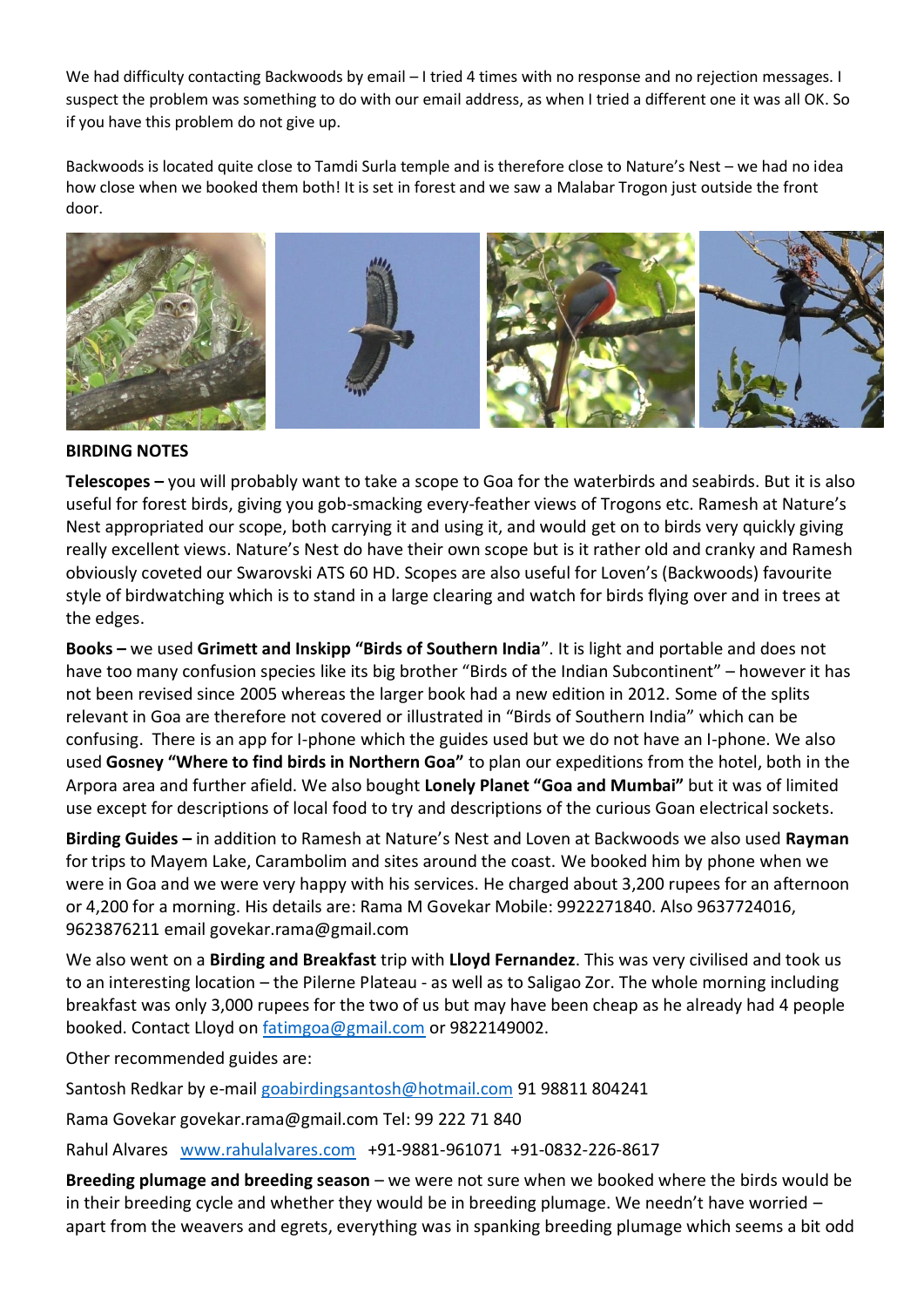We had difficulty contacting Backwoods by email – I tried 4 times with no response and no rejection messages. I suspect the problem was something to do with our email address, as when I tried a different one it was all OK. So if you have this problem do not give up.

Backwoods is located quite close to Tamdi Surla temple and is therefore close to Nature's Nest – we had no idea how close when we booked them both! It is set in forest and we saw a Malabar Trogon just outside the front door.

**BIRDING NOTES**

**Telescopes –** you will probably want to take a scope to Goa for the waterbirds and seabirds. But it is also useful for forest birds, giving you gob-smacking every-feather views of Trogons etc. Ramesh at Nature's Nest appropriated our scope, both carrying it and using it, and would get on to birds very quickly giving really excellent views. Nature's Nest do have their own scope but is it rather old and cranky and Ramesh obviously coveted our Swarovski ATS 60 HD. Scopes are also useful for Loven's (Backwoods) favourite style of birdwatching which is to stand in a large clearing and watch for birds flying over and in trees at the edges.

**Books –** we used **Grimett and Inskipp "Birds of Southern India**". It is light and portable and does not have too many confusion species like its big brother "Birds of the Indian Subcontinent" – however it has not been revised since 2005 whereas the larger book had a new edition in 2012. Some of the splits relevant in Goa are therefore not covered or illustrated in "Birds of Southern India" which can be confusing. There is an app for I-phone which the guides used but we do not have an I-phone. We also used **Gosney "Where to find birds in Northern Goa"** to plan our expeditions from the hotel, both in the Arpora area and further afield. We also bought **Lonely Planet "Goa and Mumbai"** but it was of limited use except for descriptions of local food to try and descriptions of the curious Goan electrical sockets.

**Birding Guides –** in addition to Ramesh at Nature's Nest and Loven at Backwoods we also used **Rayman** for trips to Mayem Lake, Carambolim and sites around the coast. We booked him by phone when we were in Goa and we were very happy with his services. He charged about 3,200 rupees for an afternoon or 4,200 for a morning. His details are: Rama M Govekar Mobile: 9922271840. Also 9637724016, 9623876211 email govekar.rama@gmail.com

We also went on a **Birding and Breakfast** trip with **Lloyd Fernandez**. This was very civilised and took us to an interesting location – the Pilerne Plateau - as well as to Saligao Zor. The whole morning including breakfast was only 3,000 rupees for the two of us but may have been cheap as he already had 4 people booked. Contact Lloyd on fatimgoa@gmail.com or 9822149002.

Other recommended guides are:

Santosh Redkar by e-mail goabirdingsantosh@hotmail.com 91 98811 804241

Rama Govekar govekar.rama@gmail.com Tel: 99 222 71 840

Rahul Alvares www.rahulalvares.com +91-9881-961071 +91-0832-226-8617

**Breeding plumage and breeding season** – we were not sure when we booked where the birds would be in their breeding cycle and whether they would be in breeding plumage. We needn't have worried – apart from the weavers and egrets, everything was in spanking breeding plumage which seems a bit odd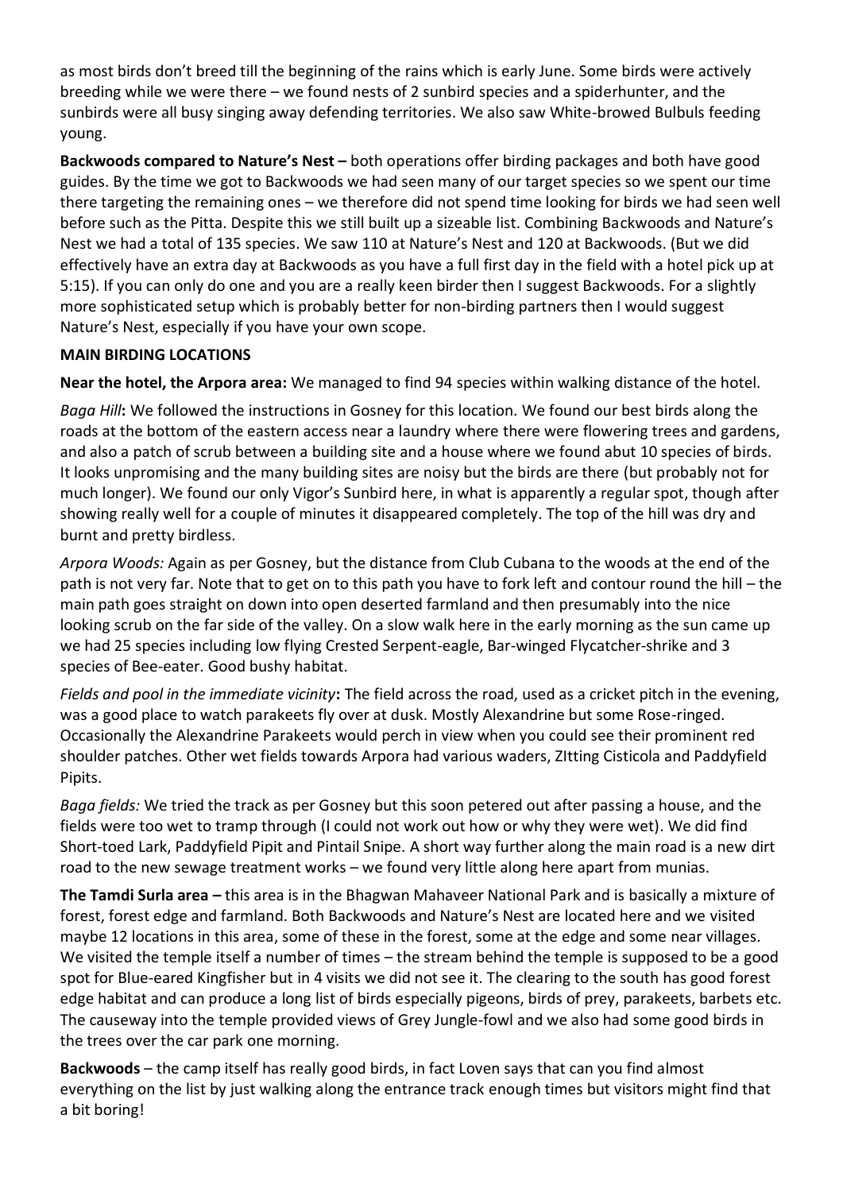as most birds don't breed till the beginning of the rains which is early June. Some birds were actively breeding while we were there – we found nests of 2 sunbird species and a spiderhunter, and the sunbirds were all busy singing away defending territories. We also saw White-browed Bulbuls feeding young.

**Backwoods compared to Nature's Nest –** both operations offer birding packages and both have good guides. By the time we got to Backwoods we had seen many of our target species so we spent our time there targeting the remaining ones – we therefore did not spend time looking for birds we had seen well before such as the Pitta. Despite this we still built up a sizeable list. Combining Backwoods and Nature's Nest we had a total of 135 species. We saw 110 at Nature's Nest and 120 at Backwoods. (But we did effectively have an extra day at Backwoods as you have a full first day in the field with a hotel pick up at 5:15). If you can only do one and you are a really keen birder then I suggest Backwoods. For a slightly more sophisticated setup which is probably better for non-birding partners then I would suggest Nature's Nest, especially if you have your own scope.

**MAIN BIRDING LOCATIONS**

**Near the hotel, the Arpora area:** We managed to find 94 species within walking distance of the hotel.

*Baga Hill***:** We followed the instructions in Gosney for this location. We found our best birds along the roads at the bottom of the eastern access near a laundry where there were flowering trees and gardens, and also a patch of scrub between a building site and a house where we found abut 10 species of birds. It looks unpromising and the many building sites are noisy but the birds are there (but probably not for much longer). We found our only Vigor's Sunbird here, in what is apparently a regular spot, though after showing really well for a couple of minutes it disappeared completely. The top of the hill was dry and burnt and pretty birdless.

*Arpora Woods:* Again as per Gosney, but the distance from Club Cubana to the woods at the end of the path is not very far. Note that to get on to this path you have to fork left and contour round the hill – the main path goes straight on down into open deserted farmland and then presumably into the nice looking scrub on the far side of the valley. On a slow walk here in the early morning as the sun came up we had 25 species including low flying Crested Serpent-eagle, Bar-winged Flycatcher-shrike and 3 species of Bee-eater. Good bushy habitat.

*Fields and pool in the immediate vicinity***:** The field across the road, used as a cricket pitch in the evening, was a good place to watch parakeets fly over at dusk. Mostly Alexandrine but some Rose-ringed. Occasionally the Alexandrine Parakeets would perch in view when you could see their prominent red shoulder patches. Other wet fields towards Arpora had various waders, ZItting Cisticola and Paddyfield Pipits.

*Baga fields:* We tried the track as per Gosney but this soon petered out after passing a house, and the fields were too wet to tramp through (I could not work out how or why they were wet). We did find Short-toed Lark, Paddyfield Pipit and Pintail Snipe. A short way further along the main road is a new dirt road to the new sewage treatment works – we found very little along here apart from munias.

**The Tamdi Surla area –** this area is in the Bhagwan Mahaveer National Park and is basically a mixture of forest, forest edge and farmland. Both Backwoods and Nature's Nest are located here and we visited maybe 12 locations in this area, some of these in the forest, some at the edge and some near villages. We visited the temple itself a number of times – the stream behind the temple is supposed to be a good spot for Blue-eared Kingfisher but in 4 visits we did not see it. The clearing to the south has good forest edge habitat and can produce a long list of birds especially pigeons, birds of prey, parakeets, barbets etc. The causeway into the temple provided views of Grey Jungle-fowl and we also had some good birds in the trees over the car park one morning.

**Backwoods** – the camp itself has really good birds, in fact Loven says that can you find almost everything on the list by just walking along the entrance track enough times but visitors might find that a bit boring!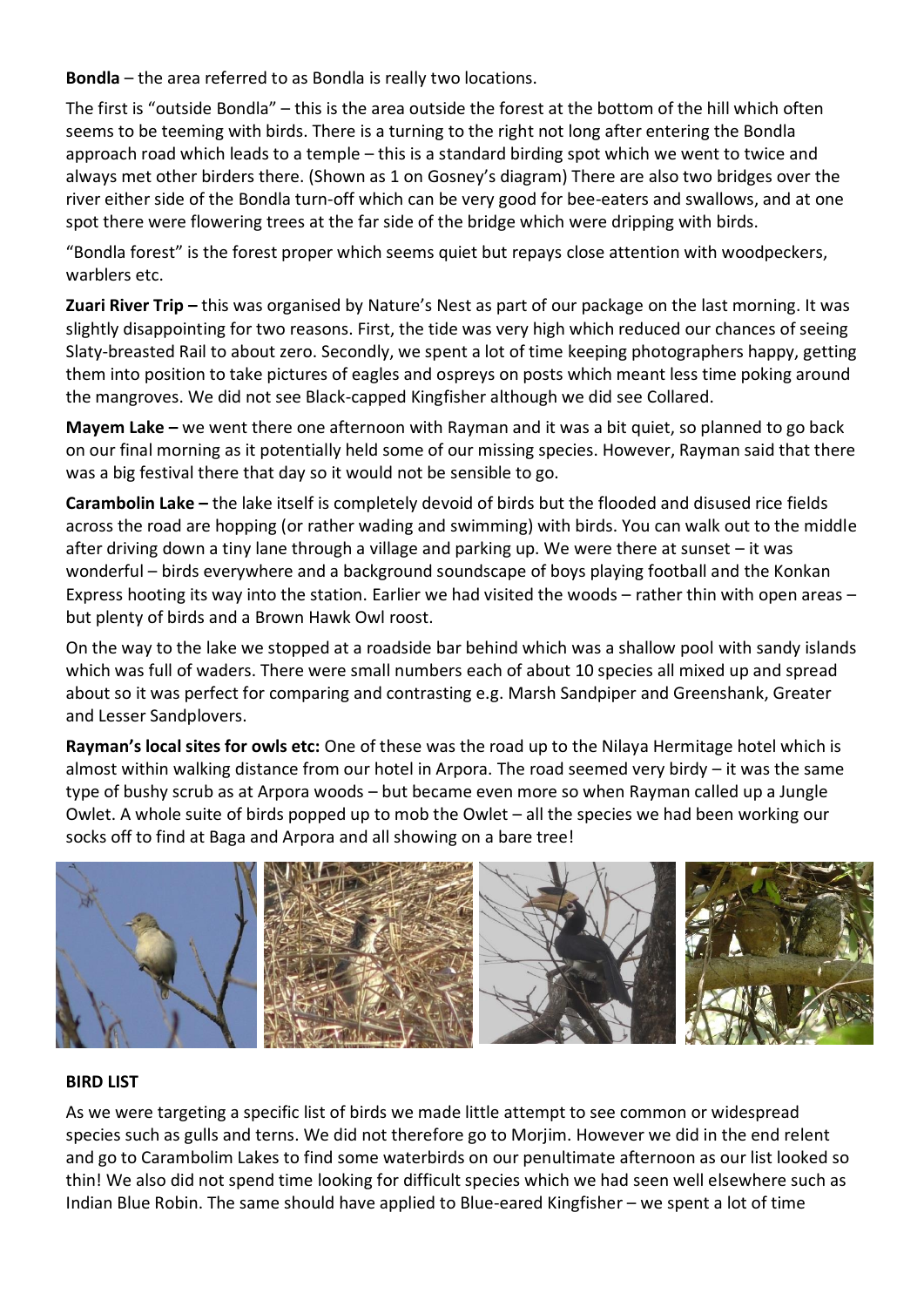**Bondla** – the area referred to as Bondla is really two locations.

The first is "outside Bondla" – this is the area outside the forest at the bottom of the hill which often seems to be teeming with birds. There is a turning to the right not long after entering the Bondla approach road which leads to a temple – this is a standard birding spot which we went to twice and always met other birders there. (Shown as 1 on Gosney's diagram) There are also two bridges over the river either side of the Bondla turn-off which can be very good for bee-eaters and swallows, and at one spot there were flowering trees at the far side of the bridge which were dripping with birds.

"Bondla forest" is the forest proper which seems quiet but repays close attention with woodpeckers, warblers etc.

**Zuari River Trip –** this was organised by Nature's Nest as part of our package on the last morning. It was slightly disappointing for two reasons. First, the tide was very high which reduced our chances of seeing Slaty-breasted Rail to about zero. Secondly, we spent a lot of time keeping photographers happy, getting them into position to take pictures of eagles and ospreys on posts which meant less time poking around the mangroves. We did not see Black-capped Kingfisher although we did see Collared.

**Mayem Lake –** we went there one afternoon with Rayman and it was a bit quiet, so planned to go back on our final morning as it potentially held some of our missing species. However, Rayman said that there was a big festival there that day so it would not be sensible to go.

**Carambolin Lake –** the lake itself is completely devoid of birds but the flooded and disused rice fields across the road are hopping (or rather wading and swimming) with birds. You can walk out to the middle after driving down a tiny lane through a village and parking up. We were there at sunset – it was wonderful – birds everywhere and a background soundscape of boys playing football and the Konkan Express hooting its way into the station. Earlier we had visited the woods – rather thin with open areas – but plenty of birds and a Brown Hawk Owl roost.

On the way to the lake we stopped at a roadside bar behind which was a shallow pool with sandy islands which was full of waders. There were small numbers each of about 10 species all mixed up and spread about so it was perfect for comparing and contrasting e.g. Marsh Sandpiper and Greenshank, Greater and Lesser Sandplovers.

**Rayman's local sites for owls etc:** One of these was the road up to the Nilaya Hermitage hotel which is almost within walking distance from our hotel in Arpora. The road seemed very birdy – it was the same type of bushy scrub as at Arpora woods – but became even more so when Rayman called up a Jungle Owlet. A whole suite of birds popped up to mob the Owlet – all the species we had been working our socks off to find at Baga and Arpora and all showing on a bare tree!

## BIRD LIST

As we were targeting a specific list of birds we made little attempt to see common or widespread species such as gulls and terns. We did not therefore go to Morjim. However we did in the end relent and go to Carambolim Lakes to find some waterbirds on our penultimate afternoon as our list looked so thin! We also did not spend time looking for difficult species which we had seen well elsewhere such as Indian Blue Robin. The same should have applied to Blue-eared Kingfisher – we spent a lot of time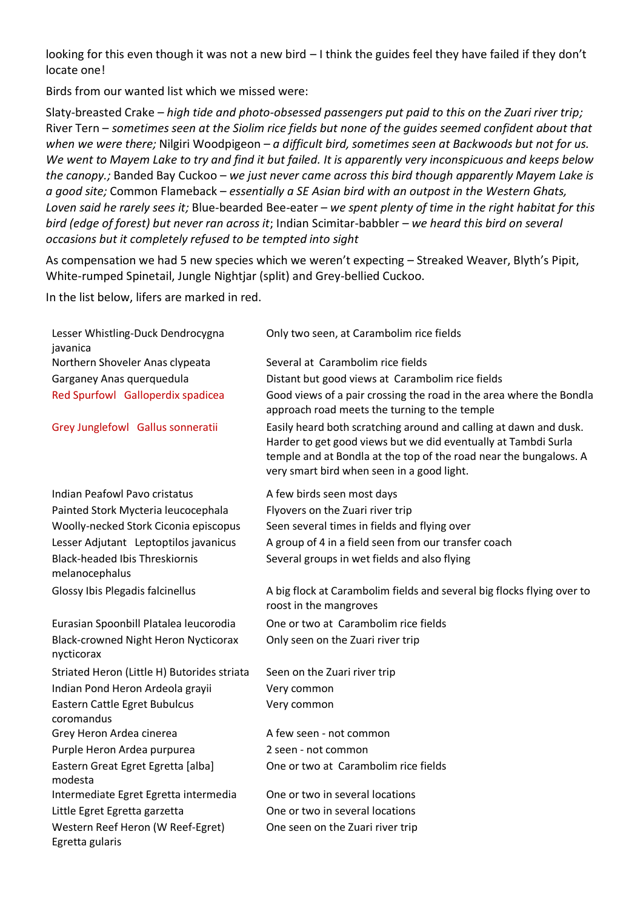looking for this even though it was not a new bird – I think the guides feel they have failed if they don't locate one!

Birds from our wanted list which we missed were:

Slaty-breasted Crake – *high tide and photo-obsessed passengers put paid to this on the Zuari river trip;* River Tern – *sometimes seen at the Siolim rice fields but none of the guides seemed confident about that when we were there;* Nilgiri Woodpigeon – *a difficult bird, sometimes seen at Backwoods but not for us. We went to Mayem Lake to try and find it but failed. It is apparently very inconspicuous and keeps below the canopy.;* Banded Bay Cuckoo – *we just never came across this bird though apparently Mayem Lake is a good site;* Common Flameback – *essentially a SE Asian bird with an outpost in the Western Ghats, Loven said he rarely sees it;* Blue-bearded Bee-eater – *we spent plenty of time in the right habitat for this bird (edge of forest) but never ran across it*; Indian Scimitar-babbler – *we heard this bird on several occasions but it completely refused to be tempted into sight*

As compensation we had 5 new species which we weren't expecting – Streaked Weaver, Blyth's Pipit, White-rumped Spinetail, Jungle Nightjar (split) and Grey-bellied Cuckoo.

In the list below, lifers are marked in red.

| Species | Notes |
|---|---|
| Lesser Whistling-Duck Dendrocygna javanica | Only two seen, at Carambolim rice fields |
| Northern Shoveler Anas clypeata | Several at Carambolim rice fields |
| Garganey Anas querquedula | Distant but good views at Carambolim rice fields |
| Red Spurfowl Galloperdix spadicea | Good views of a pair crossing the road in the area where the Bondla approach road meets the turning to the temple |
| Grey Junglefowl Gallus sonneratii | Easily heard both scratching around and calling at dawn and dusk. Harder to get good views but we did eventually at Tambdi Surla temple and at Bondla at the top of the road near the bungalows. A very smart bird when seen in a good light. |
| Indian Peafowl Pavo cristatus | A few birds seen most days |
| Painted Stork Mycteria leucocephala | Flyovers on the Zuari river trip |
| Woolly-necked Stork Ciconia episcopus | Seen several times in fields and flying over |
| Lesser Adjutant Leptoptilos javanicus | A group of 4 in a field seen from our transfer coach |
| Black-headed Ibis Threskiornis melanocephalus | Several groups in wet fields and also flying |
| Glossy Ibis Plegadis falcinellus | A big flock at Carambolim fields and several big flocks flying over to roost in the mangroves |
| Eurasian Spoonbill Platalea leucorodia | One or two at Carambolim rice fields |
| Black-crowned Night Heron Nycticorax nycticorax | Only seen on the Zuari river trip |
| Striated Heron (Little H) Butorides striata | Seen on the Zuari river trip |
| Indian Pond Heron Ardeola grayii | Very common |
| Eastern Cattle Egret Bubulcus coromandus | Very common |
| Grey Heron Ardea cinerea | A few seen - not common |
| Purple Heron Ardea purpurea | 2 seen - not common |
| Eastern Great Egret Egretta [alba] modesta | One or two at Carambolim rice fields |
| Intermediate Egret Egretta intermedia | One or two in several locations |
| Little Egret Egretta garzetta | One or two in several locations |
| Western Reef Heron (W Reef-Egret) Egretta gularis | One seen on the Zuari river trip |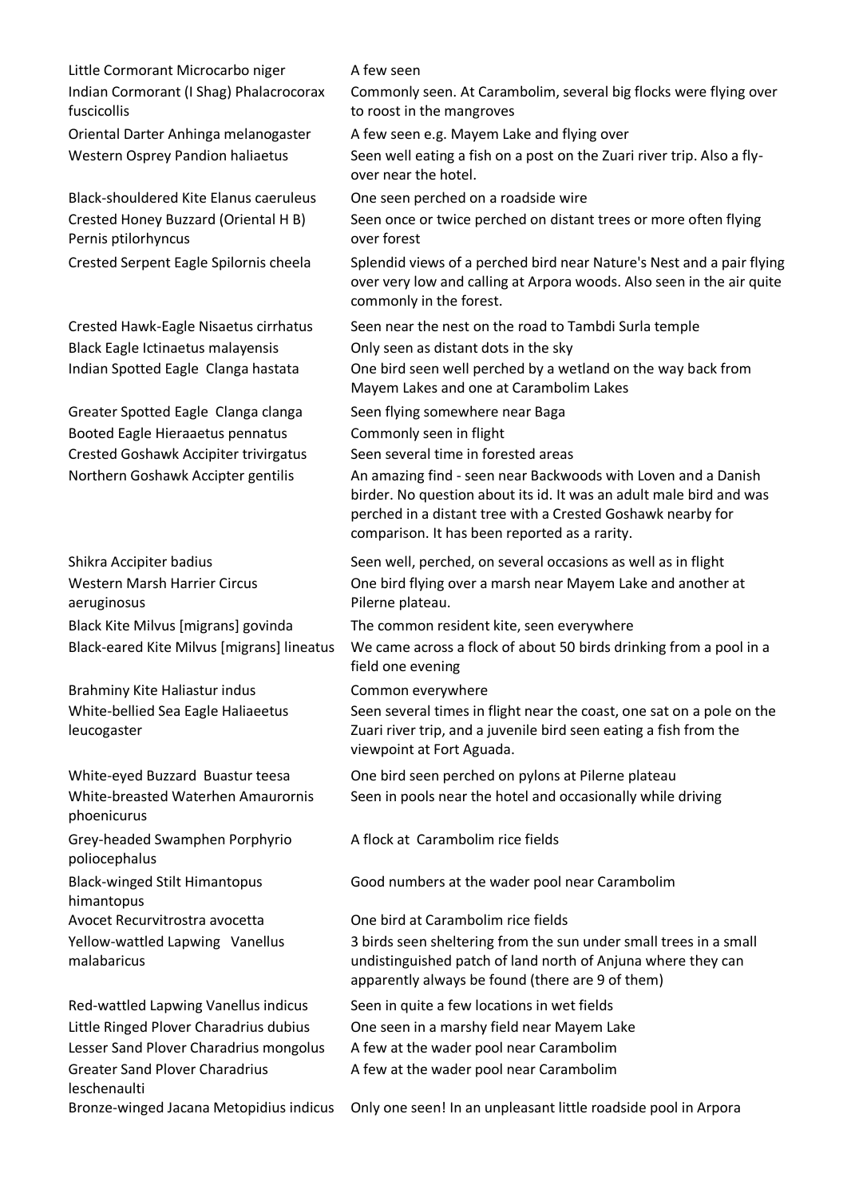| | |
|---|---|
| Little Cormorant Microcarbo niger | A few seen |
| Indian Cormorant (I Shag) Phalacrocorax fuscicollis | Commonly seen. At Carambolim, several big flocks were flying over to roost in the mangroves |
| Oriental Darter Anhinga melanogaster | A few seen e.g. Mayem Lake and flying over |
| Western Osprey Pandion haliaetus | Seen well eating a fish on a post on the Zuari river trip. Also a fly-over near the hotel. |
| Black-shouldered Kite Elanus caeruleus | One seen perched on a roadside wire |
| Crested Honey Buzzard (Oriental H B) Pernis ptilorhyncus | Seen once or twice perched on distant trees or more often flying over forest |
| Crested Serpent Eagle Spilornis cheela | Splendid views of a perched bird near Nature's Nest and a pair flying over very low and calling at Arpora woods. Also seen in the air quite commonly in the forest. |
| Crested Hawk-Eagle Nisaetus cirrhatus | Seen near the nest on the road to Tambdi Surla temple |
| Black Eagle Ictinaetus malayensis | Only seen as distant dots in the sky |
| Indian Spotted Eagle Clanga hastata | One bird seen well perched by a wetland on the way back from Mayem Lakes and one at Carambolim Lakes |
| Greater Spotted Eagle Clanga clanga | Seen flying somewhere near Baga |
| Booted Eagle Hieraaetus pennatus | Commonly seen in flight |
| Crested Goshawk Accipiter trivirgatus | Seen several time in forested areas |
| Northern Goshawk Accipter gentilis | An amazing find - seen near Backwoods with Loven and a Danish birder. No question about its id. It was an adult male bird and was perched in a distant tree with a Crested Goshawk nearby for comparison. It has been reported as a rarity. |
| Shikra Accipiter badius | Seen well, perched, on several occasions as well as in flight |
| Western Marsh Harrier Circus aeruginosus | One bird flying over a marsh near Mayem Lake and another at Pilerne plateau. |
| Black Kite Milvus [migrans] govinda | The common resident kite, seen everywhere |
| Black-eared Kite Milvus [migrans] lineatus | We came across a flock of about 50 birds drinking from a pool in a field one evening |
| Brahminy Kite Haliastur indus | Common everywhere |
| White-bellied Sea Eagle Haliaeetus leucogaster | Seen several times in flight near the coast, one sat on a pole on the Zuari river trip, and a juvenile bird seen eating a fish from the viewpoint at Fort Aguada. |
| White-eyed Buzzard Buastur teesa | One bird seen perched on pylons at Pilerne plateau |
| White-breasted Waterhen Amaurornis phoenicurus | Seen in pools near the hotel and occasionally while driving |
| Grey-headed Swamphen Porphyrio poliocephalus | A flock at Carambolim rice fields |
| Black-winged Stilt Himantopus himantopus | Good numbers at the wader pool near Carambolim |
| Avocet Recurvitrostra avocetta | One bird at Carambolim rice fields |
| Yellow-wattled Lapwing Vanellus malabaricus | 3 birds seen sheltering from the sun under small trees in a small undistinguished patch of land north of Anjuna where they can apparently always be found (there are 9 of them) |
| Red-wattled Lapwing Vanellus indicus | Seen in quite a few locations in wet fields |
| Little Ringed Plover Charadrius dubius | One seen in a marshy field near Mayem Lake |
| Lesser Sand Plover Charadrius mongolus | A few at the wader pool near Carambolim |
| Greater Sand Plover Charadrius leschenaulti | A few at the wader pool near Carambolim |
| Bronze-winged Jacana Metopidius indicus | Only one seen! In an unpleasant little roadside pool in Arpora |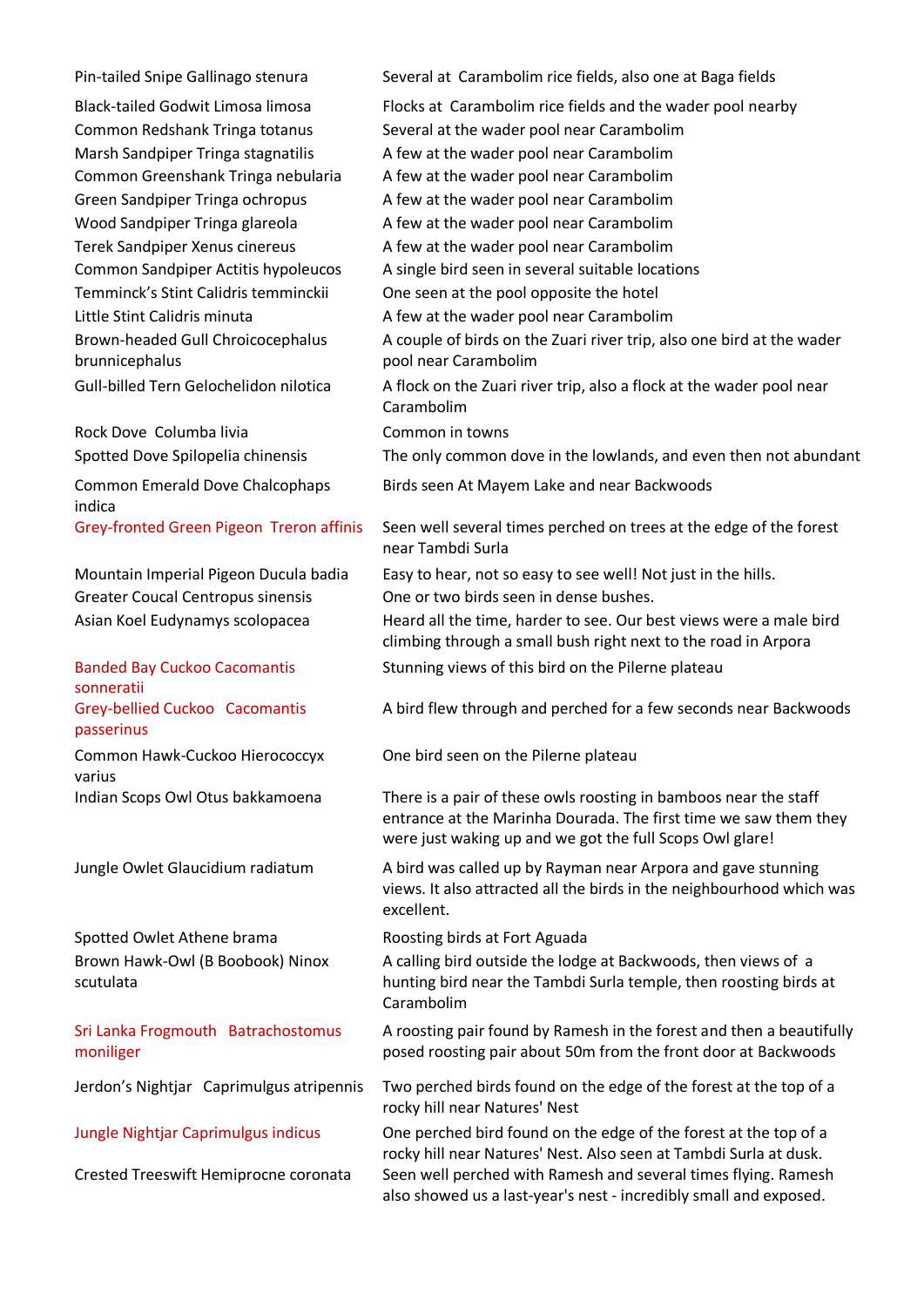| | |
|---|---|
| Pin-tailed Snipe Gallinago stenura | Several at Carambolim rice fields, also one at Baga fields |
| Black-tailed Godwit Limosa limosa | Flocks at Carambolim rice fields and the wader pool nearby |
| Common Redshank Tringa totanus | Several at the wader pool near Carambolim |
| Marsh Sandpiper Tringa stagnatilis | A few at the wader pool near Carambolim |
| Common Greenshank Tringa nebularia | A few at the wader pool near Carambolim |
| Green Sandpiper Tringa ochropus | A few at the wader pool near Carambolim |
| Wood Sandpiper Tringa glareola | A few at the wader pool near Carambolim |
| Terek Sandpiper Xenus cinereus | A few at the wader pool near Carambolim |
| Common Sandpiper Actitis hypoleucos | A single bird seen in several suitable locations |
| Temminck's Stint Calidris temminckii | One seen at the pool opposite the hotel |
| Little Stint Calidris minuta | A few at the wader pool near Carambolim |
| Brown-headed Gull Chroicocephalus brunnicephalus | A couple of birds on the Zuari river trip, also one bird at the wader pool near Carambolim |
| Gull-billed Tern Gelochelidon nilotica | A flock on the Zuari river trip, also a flock at the wader pool near Carambolim |
| Rock Dove Columba livia | Common in towns |
| Spotted Dove Spilopelia chinensis | The only common dove in the lowlands, and even then not abundant |
| Common Emerald Dove Chalcophaps indica | Birds seen At Mayem Lake and near Backwoods |
| Grey-fronted Green Pigeon Treron affinis | Seen well several times perched on trees at the edge of the forest near Tambdi Surla |
| Mountain Imperial Pigeon Ducula badia | Easy to hear, not so easy to see well! Not just in the hills. |
| Greater Coucal Centropus sinensis | One or two birds seen in dense bushes. |
| Asian Koel Eudynamys scolopacea | Heard all the time, harder to see. Our best views were a male bird climbing through a small bush right next to the road in Arpora |
| Banded Bay Cuckoo Cacomantis sonneratii | Stunning views of this bird on the Pilerne plateau |
| Grey-bellied Cuckoo Cacomantis passerinus | A bird flew through and perched for a few seconds near Backwoods |
| Common Hawk-Cuckoo Hierococcyx varius | One bird seen on the Pilerne plateau |
| Indian Scops Owl Otus bakkamoena | There is a pair of these owls roosting in bamboos near the staff entrance at the Marinha Dourada. The first time we saw them they were just waking up and we got the full Scops Owl glare! |
| Jungle Owlet Glaucidium radiatum | A bird was called up by Rayman near Arpora and gave stunning views. It also attracted all the birds in the neighbourhood which was excellent. |
| Spotted Owlet Athene brama | Roosting birds at Fort Aguada |
| Brown Hawk-Owl (B Boobook) Ninox scutulata | A calling bird outside the lodge at Backwoods, then views of a hunting bird near the Tambdi Surla temple, then roosting birds at Carambolim |
| Sri Lanka Frogmouth Batrachostomus moniliger | A roosting pair found by Ramesh in the forest and then a beautifully posed roosting pair about 50m from the front door at Backwoods |
| Jerdon's Nightjar Caprimulgus atripennis | Two perched birds found on the edge of the forest at the top of a rocky hill near Natures' Nest |
| Jungle Nightjar Caprimulgus indicus | One perched bird found on the edge of the forest at the top of a rocky hill near Natures' Nest. Also seen at Tambdi Surla at dusk. |
| Crested Treeswift Hemiprocne coronata | Seen well perched with Ramesh and several times flying. Ramesh also showed us a last-year's nest - incredibly small and exposed. |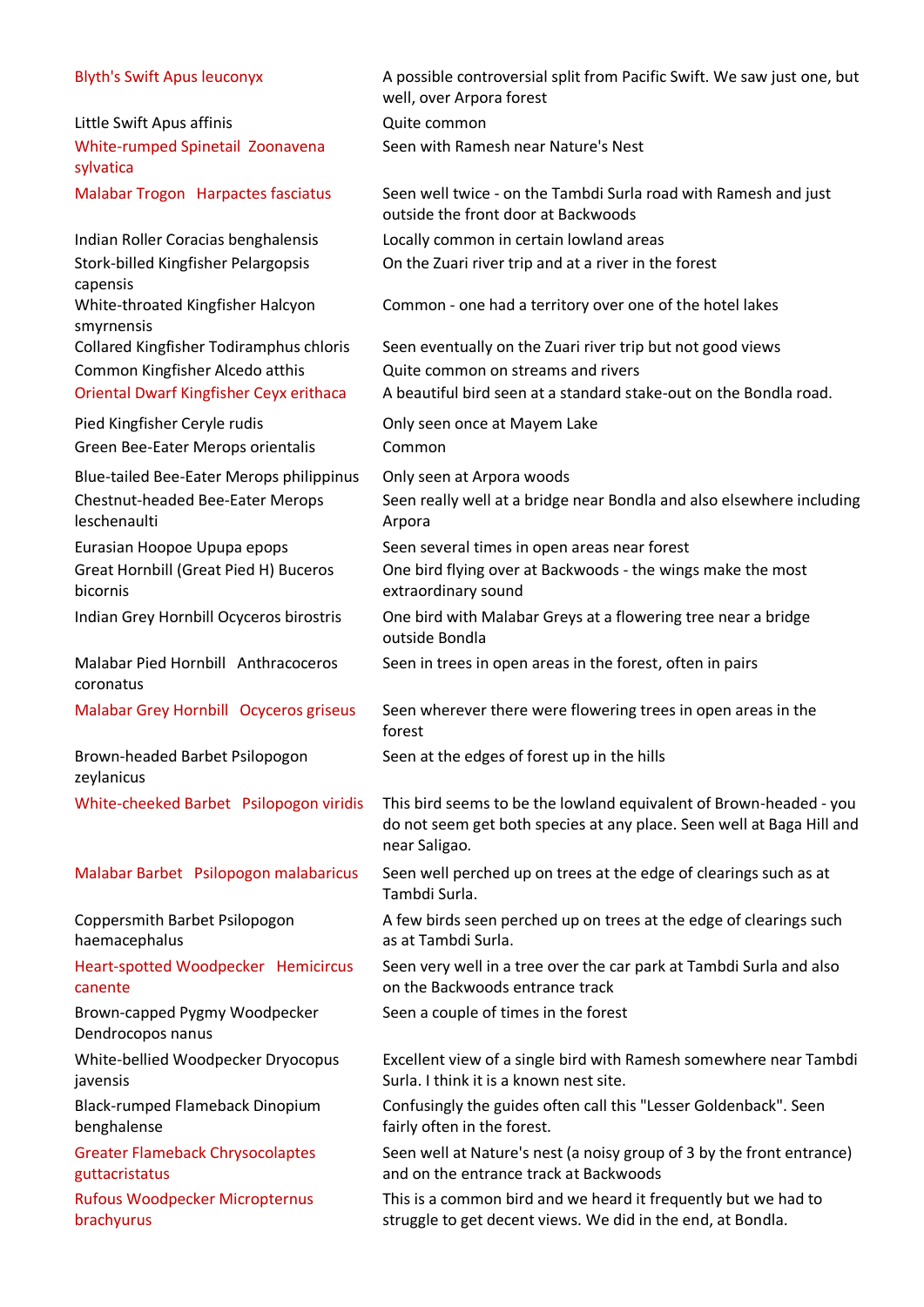| | |
|---|---|
| Blyth's Swift Apus leuconyx | A possible controversial split from Pacific Swift. We saw just one, but well, over Arpora forest |
| Little Swift Apus affinis | Quite common |
| White-rumped Spinetail Zoonavena sylvatica | Seen with Ramesh near Nature's Nest |
| Malabar Trogon Harpactes fasciatus | Seen well twice - on the Tambdi Surla road with Ramesh and just outside the front door at Backwoods |
| Indian Roller Coracias benghalensis | Locally common in certain lowland areas |
| Stork-billed Kingfisher Pelargopsis capensis | On the Zuari river trip and at a river in the forest |
| White-throated Kingfisher Halcyon smyrnensis | Common - one had a territory over one of the hotel lakes |
| Collared Kingfisher Todiramphus chloris | Seen eventually on the Zuari river trip but not good views |
| Common Kingfisher Alcedo atthis | Quite common on streams and rivers |
| Oriental Dwarf Kingfisher Ceyx erithaca | A beautiful bird seen at a standard stake-out on the Bondla road. |
| Pied Kingfisher Ceryle rudis | Only seen once at Mayem Lake |
| Green Bee-Eater Merops orientalis | Common |
| Blue-tailed Bee-Eater Merops philippinus | Only seen at Arpora woods |
| Chestnut-headed Bee-Eater Merops leschenaulti | Seen really well at a bridge near Bondla and also elsewhere including Arpora |
| Eurasian Hoopoe Upupa epops | Seen several times in open areas near forest |
| Great Hornbill (Great Pied H) Buceros bicornis | One bird flying over at Backwoods - the wings make the most extraordinary sound |
| Indian Grey Hornbill Ocyceros birostris | One bird with Malabar Greys at a flowering tree near a bridge outside Bondla |
| Malabar Pied Hornbill Anthracoceros coronatus | Seen in trees in open areas in the forest, often in pairs |
| Malabar Grey Hornbill Ocyceros griseus | Seen wherever there were flowering trees in open areas in the forest |
| Brown-headed Barbet Psilopogon zeylanicus | Seen at the edges of forest up in the hills |
| White-cheeked Barbet Psilopogon viridis | This bird seems to be the lowland equivalent of Brown-headed - you do not seem get both species at any place. Seen well at Baga Hill and near Saligao. |
| Malabar Barbet Psilopogon malabaricus | Seen well perched up on trees at the edge of clearings such as at Tambdi Surla. |
| Coppersmith Barbet Psilopogon haemacephalus | A few birds seen perched up on trees at the edge of clearings such as at Tambdi Surla. |
| Heart-spotted Woodpecker Hemicircus canente | Seen very well in a tree over the car park at Tambdi Surla and also on the Backwoods entrance track |
| Brown-capped Pygmy Woodpecker Dendrocopos nanus | Seen a couple of times in the forest |
| White-bellied Woodpecker Dryocopus javensis | Excellent view of a single bird with Ramesh somewhere near Tambdi Surla. I think it is a known nest site. |
| Black-rumped Flameback Dinopium benghalense | Confusingly the guides often call this "Lesser Goldenback". Seen fairly often in the forest. |
| Greater Flameback Chrysocolaptes guttacristatus | Seen well at Nature's nest (a noisy group of 3 by the front entrance) and on the entrance track at Backwoods |
| Rufous Woodpecker Micropternus brachyurus | This is a common bird and we heard it frequently but we had to struggle to get decent views. We did in the end, at Bondla. |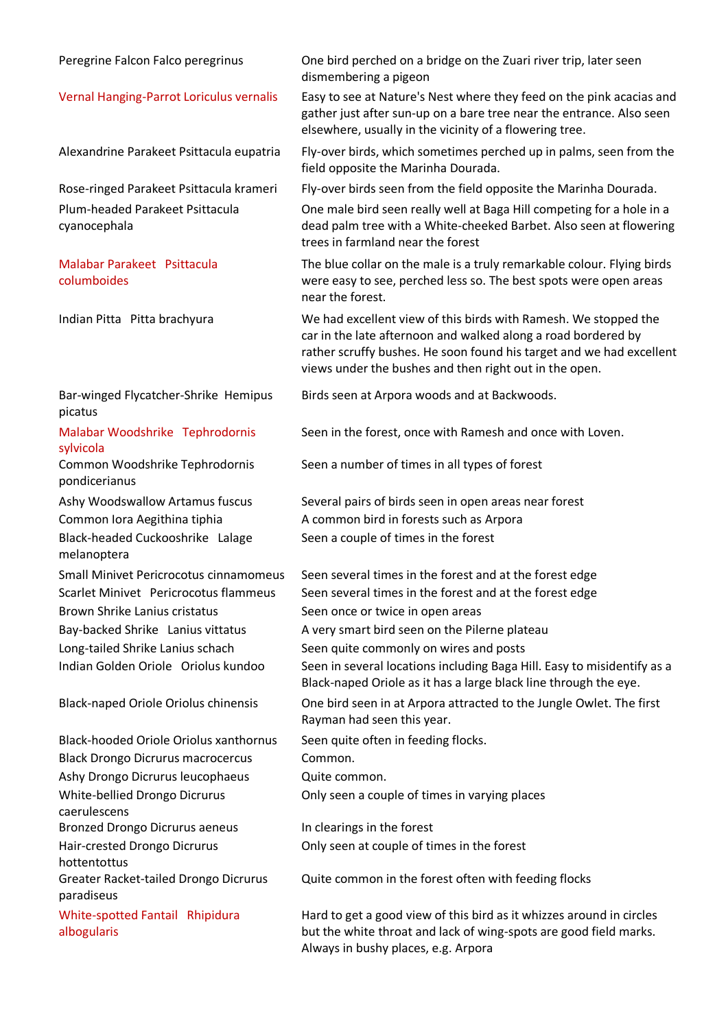| | |
|---|---|
| Peregrine Falcon Falco peregrinus | One bird perched on a bridge on the Zuari river trip, later seen dismembering a pigeon |
| Vernal Hanging-Parrot Loriculus vernalis | Easy to see at Nature's Nest where they feed on the pink acacias and gather just after sun-up on a bare tree near the entrance. Also seen elsewhere, usually in the vicinity of a flowering tree. |
| Alexandrine Parakeet Psittacula eupatria | Fly-over birds, which sometimes perched up in palms, seen from the field opposite the Marinha Dourada. |
| Rose-ringed Parakeet Psittacula krameri | Fly-over birds seen from the field opposite the Marinha Dourada. |
| Plum-headed Parakeet Psittacula cyanocephala | One male bird seen really well at Baga Hill competing for a hole in a dead palm tree with a White-cheeked Barbet. Also seen at flowering trees in farmland near the forest |
| Malabar Parakeet Psittacula columboides | The blue collar on the male is a truly remarkable colour. Flying birds were easy to see, perched less so. The best spots were open areas near the forest. |
| Indian Pitta Pitta brachyura | We had excellent view of this birds with Ramesh. We stopped the car in the late afternoon and walked along a road bordered by rather scruffy bushes. He soon found his target and we had excellent views under the bushes and then right out in the open. |
| Bar-winged Flycatcher-Shrike Hemipus picatus | Birds seen at Arpora woods and at Backwoods. |
| Malabar Woodshrike Tephrodornis sylvicola | Seen in the forest, once with Ramesh and once with Loven. |
| Common Woodshrike Tephrodornis pondicerianus | Seen a number of times in all types of forest |
| Ashy Woodswallow Artamus fuscus | Several pairs of birds seen in open areas near forest |
| Common Iora Aegithina tiphia | A common bird in forests such as Arpora |
| Black-headed Cuckooshrike Lalage melanoptera | Seen a couple of times in the forest |
| Small Minivet Pericrocotus cinnamomeus | Seen several times in the forest and at the forest edge |
| Scarlet Minivet Pericrocotus flammeus | Seen several times in the forest and at the forest edge |
| Brown Shrike Lanius cristatus | Seen once or twice in open areas |
| Bay-backed Shrike Lanius vittatus | A very smart bird seen on the Pilerne plateau |
| Long-tailed Shrike Lanius schach | Seen quite commonly on wires and posts |
| Indian Golden Oriole Oriolus kundoo | Seen in several locations including Baga Hill. Easy to misidentify as a Black-naped Oriole as it has a large black line through the eye. |
| Black-naped Oriole Oriolus chinensis | One bird seen in at Arpora attracted to the Jungle Owlet. The first Rayman had seen this year. |
| Black-hooded Oriole Oriolus xanthornus | Seen quite often in feeding flocks. |
| Black Drongo Dicrurus macrocercus | Common. |
| Ashy Drongo Dicrurus leucophaeus | Quite common. |
| White-bellied Drongo Dicrurus caerulescens | Only seen a couple of times in varying places |
| Bronzed Drongo Dicrurus aeneus | In clearings in the forest |
| Hair-crested Drongo Dicrurus hottentottus | Only seen at couple of times in the forest |
| Greater Racket-tailed Drongo Dicrurus paradiseus | Quite common in the forest often with feeding flocks |
| White-spotted Fantail Rhipidura albogularis | Hard to get a good view of this bird as it whizzes around in circles but the white throat and lack of wing-spots are good field marks. Always in bushy places, e.g. Arpora |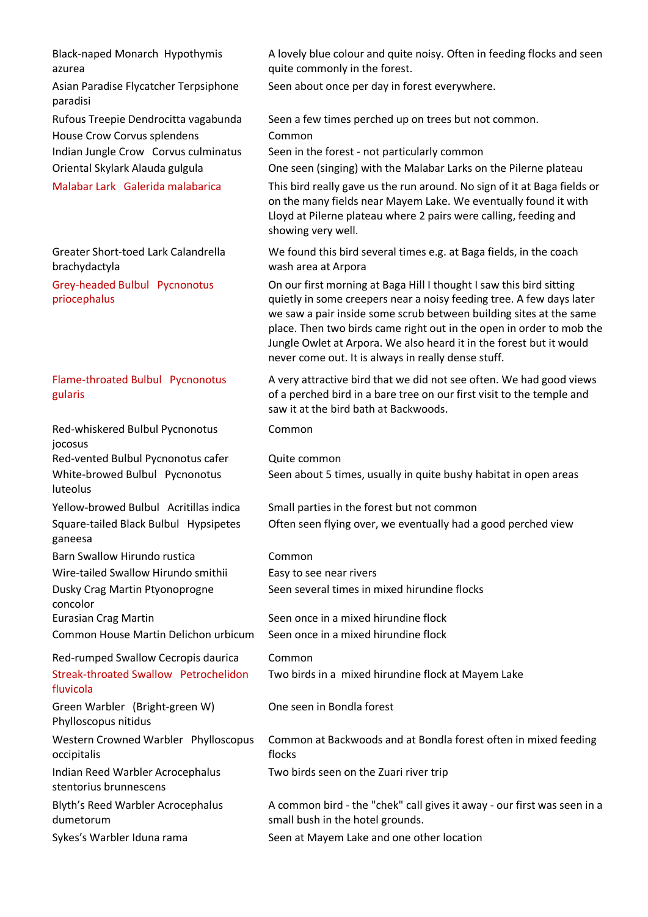| | |
|---|---|
| Black-naped Monarch Hypothymis azurea | A lovely blue colour and quite noisy. Often in feeding flocks and seen quite commonly in the forest. |
| Asian Paradise Flycatcher Terpsiphone paradisi | Seen about once per day in forest everywhere. |
| Rufous Treepie Dendrocitta vagabunda | Seen a few times perched up on trees but not common. |
| House Crow Corvus splendens | Common |
| Indian Jungle Crow Corvus culminatus | Seen in the forest - not particularly common |
| Oriental Skylark Alauda gulgula | One seen (singing) with the Malabar Larks on the Pilerne plateau |
| Malabar Lark Galerida malabarica | This bird really gave us the run around. No sign of it at Baga fields or on the many fields near Mayem Lake. We eventually found it with Lloyd at Pilerne plateau where 2 pairs were calling, feeding and showing very well. |
| Greater Short-toed Lark Calandrella brachydactyla | We found this bird several times e.g. at Baga fields, in the coach wash area at Arpora |
| Grey-headed Bulbul Pycnonotus priocephalus | On our first morning at Baga Hill I thought I saw this bird sitting quietly in some creepers near a noisy feeding tree. A few days later we saw a pair inside some scrub between building sites at the same place. Then two birds came right out in the open in order to mob the Jungle Owlet at Arpora. We also heard it in the forest but it would never come out. It is always in really dense stuff. |
| Flame-throated Bulbul Pycnonotus gularis | A very attractive bird that we did not see often. We had good views of a perched bird in a bare tree on our first visit to the temple and saw it at the bird bath at Backwoods. |
| Red-whiskered Bulbul Pycnonotus jocosus | Common |
| Red-vented Bulbul Pycnonotus cafer | Quite common |
| White-browed Bulbul Pycnonotus luteolus | Seen about 5 times, usually in quite bushy habitat in open areas |
| Yellow-browed Bulbul Acritillas indica | Small parties in the forest but not common |
| Square-tailed Black Bulbul Hypsipetes ganeesa | Often seen flying over, we eventually had a good perched view |
| Barn Swallow Hirundo rustica | Common |
| Wire-tailed Swallow Hirundo smithii | Easy to see near rivers |
| Dusky Crag Martin Ptyonoprogne concolor | Seen several times in mixed hirundine flocks |
| Eurasian Crag Martin | Seen once in a mixed hirundine flock |
| Common House Martin Delichon urbicum | Seen once in a mixed hirundine flock |
| Red-rumped Swallow Cecropis daurica | Common |
| Streak-throated Swallow Petrochelidon fluvicola | Two birds in a mixed hirundine flock at Mayem Lake |
| Green Warbler (Bright-green W) Phylloscopus nitidus | One seen in Bondla forest |
| Western Crowned Warbler Phylloscopus occipitalis | Common at Backwoods and at Bondla forest often in mixed feeding flocks |
| Indian Reed Warbler Acrocephalus stentorius brunnescens | Two birds seen on the Zuari river trip |
| Blyth's Reed Warbler Acrocephalus dumetorum | A common bird - the "chek" call gives it away - our first was seen in a small bush in the hotel grounds. |
| Sykes's Warbler Iduna rama | Seen at Mayem Lake and one other location |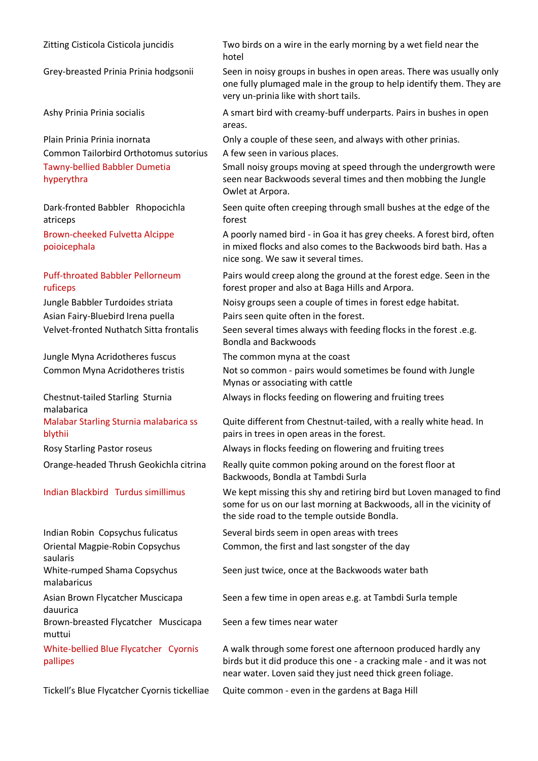| | |
|---|---|
| Zitting Cisticola Cisticola juncidis | Two birds on a wire in the early morning by a wet field near the hotel |
| Grey-breasted Prinia Prinia hodgsonii | Seen in noisy groups in bushes in open areas. There was usually only one fully plumaged male in the group to help identify them. They are very un-prinia like with short tails. |
| Ashy Prinia Prinia socialis | A smart bird with creamy-buff underparts. Pairs in bushes in open areas. |
| Plain Prinia Prinia inornata | Only a couple of these seen, and always with other prinias. |
| Common Tailorbird Orthotomus sutorius | A few seen in various places. |
| Tawny-bellied Babbler Dumetia hyperythra | Small noisy groups moving at speed through the undergrowth were seen near Backwoods several times and then mobbing the Jungle Owlet at Arpora. |
| Dark-fronted Babbler Rhopocichla atriceps | Seen quite often creeping through small bushes at the edge of the forest |
| Brown-cheeked Fulvetta Alcippe poioicephala | A poorly named bird - in Goa it has grey cheeks. A forest bird, often in mixed flocks and also comes to the Backwoods bird bath. Has a nice song. We saw it several times. |
| Puff-throated Babbler Pellorneum ruficeps | Pairs would creep along the ground at the forest edge. Seen in the forest proper and also at Baga Hills and Arpora. |
| Jungle Babbler Turdoides striata | Noisy groups seen a couple of times in forest edge habitat. |
| Asian Fairy-Bluebird Irena puella | Pairs seen quite often in the forest. |
| Velvet-fronted Nuthatch Sitta frontalis | Seen several times always with feeding flocks in the forest .e.g. Bondla and Backwoods |
| Jungle Myna Acridotheres fuscus | The common myna at the coast |
| Common Myna Acridotheres tristis | Not so common - pairs would sometimes be found with Jungle Mynas or associating with cattle |
| Chestnut-tailed Starling Sturnia malabarica | Always in flocks feeding on flowering and fruiting trees |
| Malabar Starling Sturnia malabarica ss blythii | Quite different from Chestnut-tailed, with a really white head. In pairs in trees in open areas in the forest. |
| Rosy Starling Pastor roseus | Always in flocks feeding on flowering and fruiting trees |
| Orange-headed Thrush Geokichla citrina | Really quite common poking around on the forest floor at Backwoods, Bondla at Tambdi Surla |
| Indian Blackbird Turdus simillimus | We kept missing this shy and retiring bird but Loven managed to find some for us on our last morning at Backwoods, all in the vicinity of the side road to the temple outside Bondla. |
| Indian Robin Copsychus fulicatus | Several birds seem in open areas with trees |
| Oriental Magpie-Robin Copsychus saularis | Common, the first and last songster of the day |
| White-rumped Shama Copsychus malabaricus | Seen just twice, once at the Backwoods water bath |
| Asian Brown Flycatcher Muscicapa dauurica | Seen a few time in open areas e.g. at Tambdi Surla temple |
| Brown-breasted Flycatcher Muscicapa muttui | Seen a few times near water |
| White-bellied Blue Flycatcher Cyornis pallipes | A walk through some forest one afternoon produced hardly any birds but it did produce this one - a cracking male - and it was not near water. Loven said they just need thick green foliage. |
| Tickell's Blue Flycatcher Cyornis tickelliae | Quite common - even in the gardens at Baga Hill |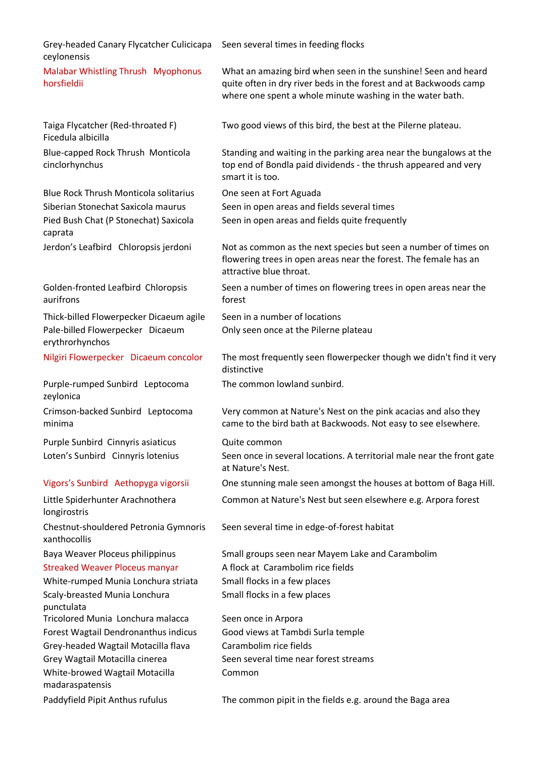| | |
|---|---|
| Grey-headed Canary Flycatcher Culicicapa ceylonensis | Seen several times in feeding flocks |
| Malabar Whistling Thrush Myophonus horsfieldii | What an amazing bird when seen in the sunshine! Seen and heard quite often in dry river beds in the forest and at Backwoods camp where one spent a whole minute washing in the water bath. |
| Taiga Flycatcher (Red-throated F) Ficedula albicilla | Two good views of this bird, the best at the Pilerne plateau. |
| Blue-capped Rock Thrush Monticola cinclorhynchus | Standing and waiting in the parking area near the bungalows at the top end of Bondla paid dividends - the thrush appeared and very smart it is too. |
| Blue Rock Thrush Monticola solitarius | One seen at Fort Aguada |
| Siberian Stonechat Saxicola maurus | Seen in open areas and fields several times |
| Pied Bush Chat (P Stonechat) Saxicola caprata | Seen in open areas and fields quite frequently |
| Jerdon's Leafbird Chloropsis jerdoni | Not as common as the next species but seen a number of times on flowering trees in open areas near the forest. The female has an attractive blue throat. |
| Golden-fronted Leafbird Chloropsis aurifrons | Seen a number of times on flowering trees in open areas near the forest |
| Thick-billed Flowerpecker Dicaeum agile | Seen in a number of locations |
| Pale-billed Flowerpecker Dicaeum erythrorhynchos | Only seen once at the Pilerne plateau |
| Nilgiri Flowerpecker Dicaeum concolor | The most frequently seen flowerpecker though we didn't find it very distinctive |
| Purple-rumped Sunbird Leptocoma zeylonica | The common lowland sunbird. |
| Crimson-backed Sunbird Leptocoma minima | Very common at Nature's Nest on the pink acacias and also they came to the bird bath at Backwoods. Not easy to see elsewhere. |
| Purple Sunbird Cinnyris asiaticus | Quite common |
| Loten's Sunbird Cinnyris lotenius | Seen once in several locations. A territorial male near the front gate at Nature's Nest. |
| Vigors's Sunbird Aethopyga vigorsii | One stunning male seen amongst the houses at bottom of Baga Hill. |
| Little Spiderhunter Arachnothera longirostris | Common at Nature's Nest but seen elsewhere e.g. Arpora forest |
| Chestnut-shouldered Petronia Gymnoris xanthocollis | Seen several time in edge-of-forest habitat |
| Baya Weaver Ploceus philippinus | Small groups seen near Mayem Lake and Carambolim |
| Streaked Weaver Ploceus manyar | A flock at Carambolim rice fields |
| White-rumped Munia Lonchura striata | Small flocks in a few places |
| Scaly-breasted Munia Lonchura punctulata | Small flocks in a few places |
| Tricolored Munia Lonchura malacca | Seen once in Arpora |
| Forest Wagtail Dendronanthus indicus | Good views at Tambdi Surla temple |
| Grey-headed Wagtail Motacilla flava | Carambolim rice fields |
| Grey Wagtail Motacilla cinerea | Seen several time near forest streams |
| White-browed Wagtail Motacilla madaraspatensis | Common |
| Paddyfield Pipit Anthus rufulus | The common pipit in the fields e.g. around the Baga area |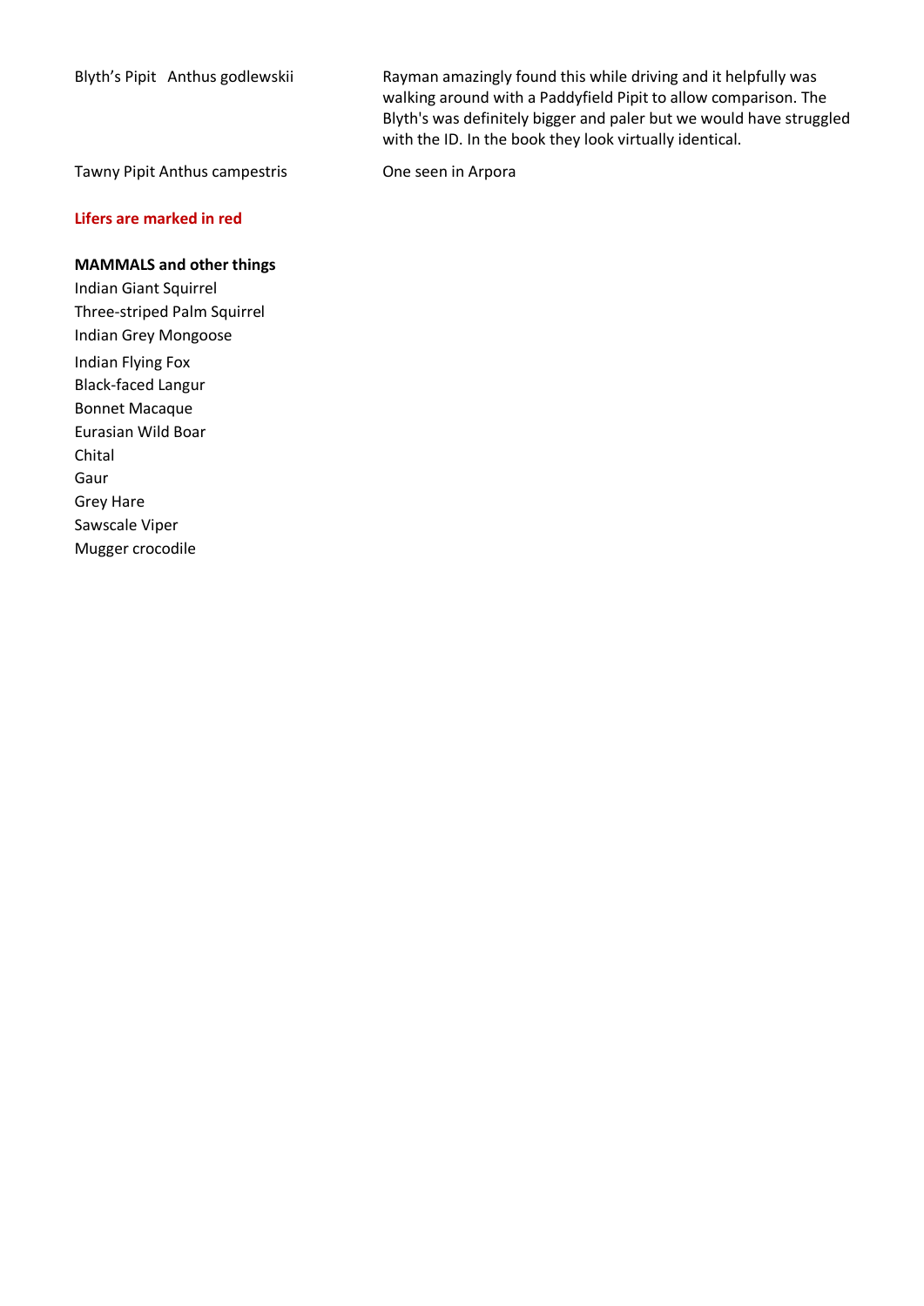| | |
|---|---|
| Blyth's Pipit Anthus godlewskii | Rayman amazingly found this while driving and it helpfully was walking around with a Paddyfield Pipit to allow comparison. The Blyth's was definitely bigger and paler but we would have struggled with the ID. In the book they look virtually identical. |
| Tawny Pipit Anthus campestris | One seen in Arpora |

**Lifers are marked in red**

**MAMMALS and other things**

Indian Giant Squirrel
Three-striped Palm Squirrel
Indian Grey Mongoose
Indian Flying Fox
Black-faced Langur
Bonnet Macaque
Eurasian Wild Boar
Chital
Gaur
Grey Hare
Sawscale Viper
Mugger crocodile